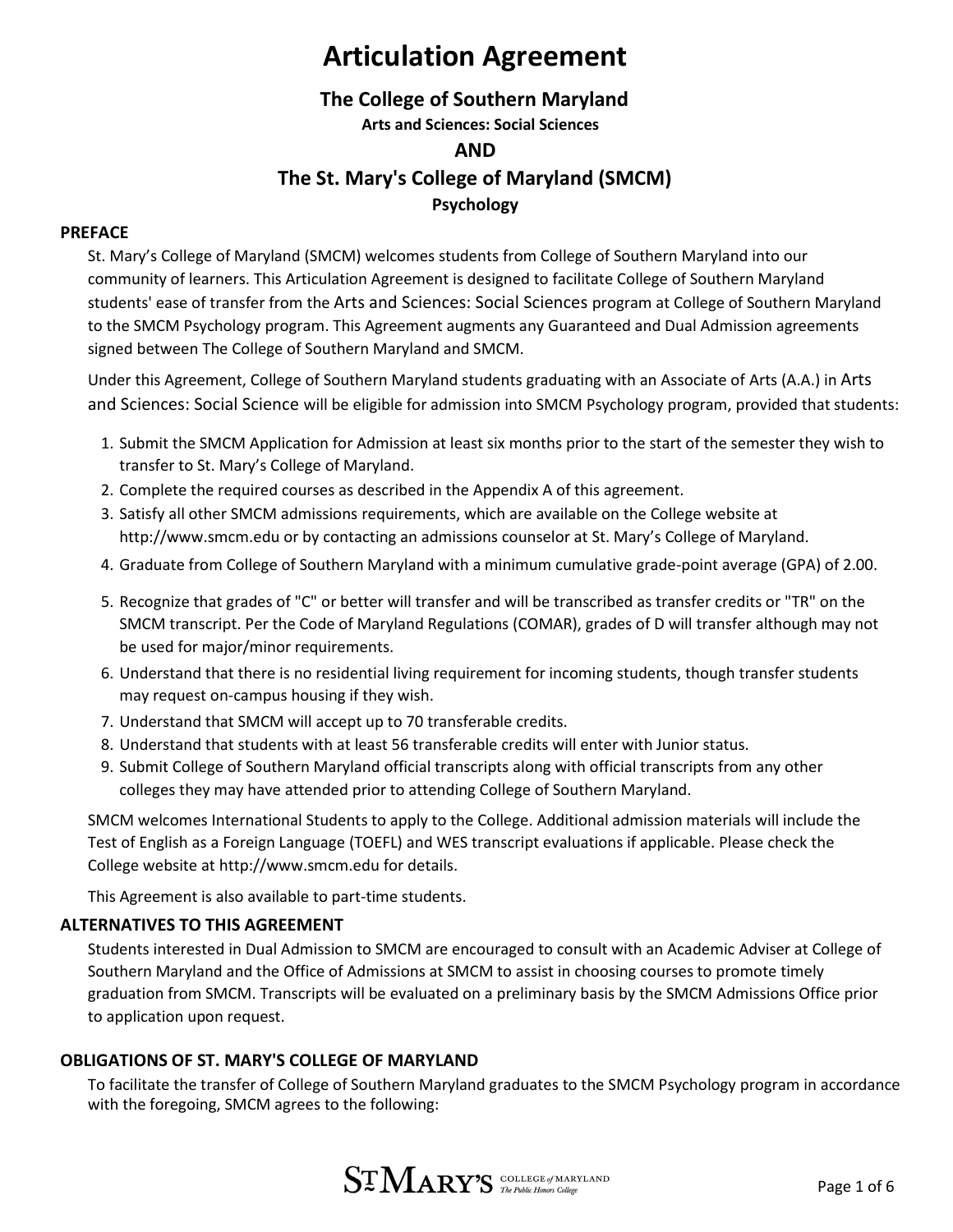# Articulation Agreement

## The College of Southern Maryland

**Arts and Sciences: Social Sciences**

## AND

## The St. Mary's College of Maryland (SMCM)

**Psychology**

### PREFACE

St. Mary's College of Maryland (SMCM) welcomes students from College of Southern Maryland into our community of learners. This Articulation Agreement is designed to facilitate College of Southern Maryland students' ease of transfer from the Arts and Sciences: Social Sciences program at College of Southern Maryland to the SMCM Psychology program. This Agreement augments any Guaranteed and Dual Admission agreements signed between The College of Southern Maryland and SMCM.

Under this Agreement, College of Southern Maryland students graduating with an Associate of Arts (A.A.) in Arts and Sciences: Social Science will be eligible for admission into SMCM Psychology program, provided that students:

1. Submit the SMCM Application for Admission at least six months prior to the start of the semester they wish to transfer to St. Mary's College of Maryland.
2. Complete the required courses as described in the Appendix A of this agreement.
3. Satisfy all other SMCM admissions requirements, which are available on the College website at http://www.smcm.edu or by contacting an admissions counselor at St. Mary's College of Maryland.
4. Graduate from College of Southern Maryland with a minimum cumulative grade-point average (GPA) of 2.00.
5. Recognize that grades of "C" or better will transfer and will be transcribed as transfer credits or "TR" on the SMCM transcript. Per the Code of Maryland Regulations (COMAR), grades of D will transfer although may not be used for major/minor requirements.
6. Understand that there is no residential living requirement for incoming students, though transfer students may request on-campus housing if they wish.
7. Understand that SMCM will accept up to 70 transferable credits.
8. Understand that students with at least 56 transferable credits will enter with Junior status.
9. Submit College of Southern Maryland official transcripts along with official transcripts from any other colleges they may have attended prior to attending College of Southern Maryland.

SMCM welcomes International Students to apply to the College. Additional admission materials will include the Test of English as a Foreign Language (TOEFL) and WES transcript evaluations if applicable. Please check the College website at http://www.smcm.edu for details.

This Agreement is also available to part-time students.

### ALTERNATIVES TO THIS AGREEMENT

Students interested in Dual Admission to SMCM are encouraged to consult with an Academic Adviser at College of Southern Maryland and the Office of Admissions at SMCM to assist in choosing courses to promote timely graduation from SMCM. Transcripts will be evaluated on a preliminary basis by the SMCM Admissions Office prior to application upon request.

### OBLIGATIONS OF ST. MARY'S COLLEGE OF MARYLAND

To facilitate the transfer of College of Southern Maryland graduates to the SMCM Psychology program in accordance with the foregoing, SMCM agrees to the following: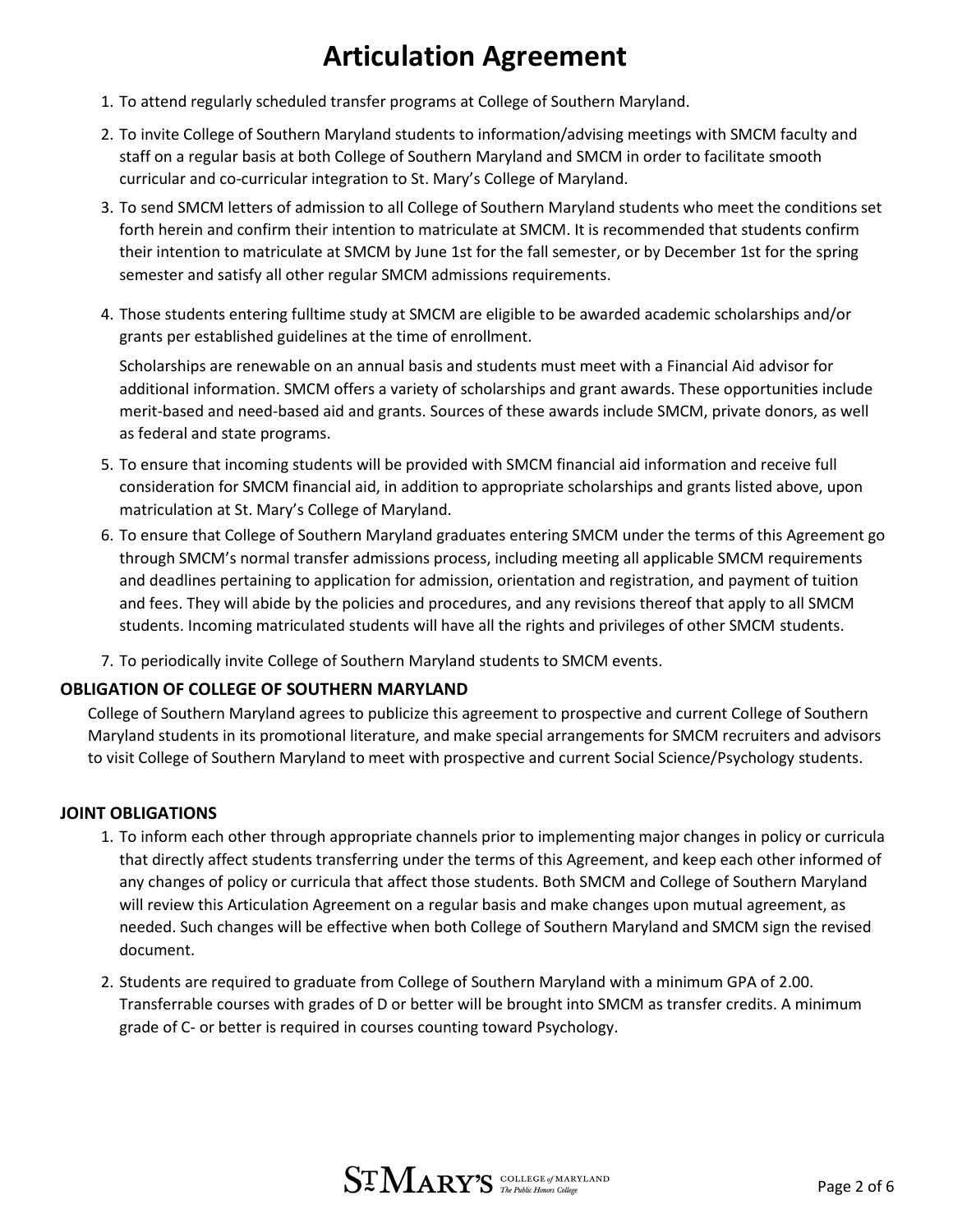# Articulation Agreement

1. To attend regularly scheduled transfer programs at College of Southern Maryland.
2. To invite College of Southern Maryland students to information/advising meetings with SMCM faculty and staff on a regular basis at both College of Southern Maryland and SMCM in order to facilitate smooth curricular and co-curricular integration to St. Mary's College of Maryland.
3. To send SMCM letters of admission to all College of Southern Maryland students who meet the conditions set forth herein and confirm their intention to matriculate at SMCM. It is recommended that students confirm their intention to matriculate at SMCM by June 1st for the fall semester, or by December 1st for the spring semester and satisfy all other regular SMCM admissions requirements.
4. Those students entering fulltime study at SMCM are eligible to be awarded academic scholarships and/or grants per established guidelines at the time of enrollment.

   Scholarships are renewable on an annual basis and students must meet with a Financial Aid advisor for additional information. SMCM offers a variety of scholarships and grant awards. These opportunities include merit-based and need-based aid and grants. Sources of these awards include SMCM, private donors, as well as federal and state programs.
5. To ensure that incoming students will be provided with SMCM financial aid information and receive full consideration for SMCM financial aid, in addition to appropriate scholarships and grants listed above, upon matriculation at St. Mary's College of Maryland.
6. To ensure that College of Southern Maryland graduates entering SMCM under the terms of this Agreement go through SMCM's normal transfer admissions process, including meeting all applicable SMCM requirements and deadlines pertaining to application for admission, orientation and registration, and payment of tuition and fees. They will abide by the policies and procedures, and any revisions thereof that apply to all SMCM students. Incoming matriculated students will have all the rights and privileges of other SMCM students.
7. To periodically invite College of Southern Maryland students to SMCM events.

## OBLIGATION OF COLLEGE OF SOUTHERN MARYLAND

College of Southern Maryland agrees to publicize this agreement to prospective and current College of Southern Maryland students in its promotional literature, and make special arrangements for SMCM recruiters and advisors to visit College of Southern Maryland to meet with prospective and current Social Science/Psychology students.

## JOINT OBLIGATIONS

1. To inform each other through appropriate channels prior to implementing major changes in policy or curricula that directly affect students transferring under the terms of this Agreement, and keep each other informed of any changes of policy or curricula that affect those students. Both SMCM and College of Southern Maryland will review this Articulation Agreement on a regular basis and make changes upon mutual agreement, as needed. Such changes will be effective when both College of Southern Maryland and SMCM sign the revised document.
2. Students are required to graduate from College of Southern Maryland with a minimum GPA of 2.00. Transferrable courses with grades of D or better will be brought into SMCM as transfer credits. A minimum grade of C- or better is required in courses counting toward Psychology.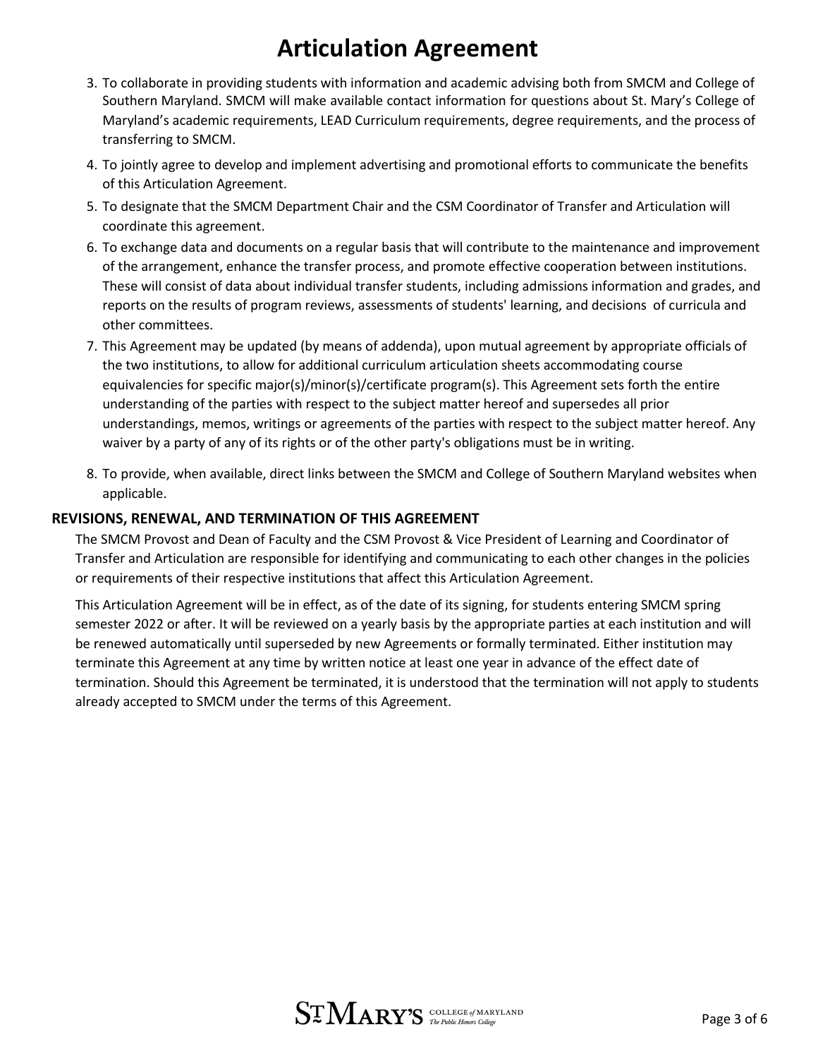# Articulation Agreement

3. To collaborate in providing students with information and academic advising both from SMCM and College of Southern Maryland. SMCM will make available contact information for questions about St. Mary's College of Maryland's academic requirements, LEAD Curriculum requirements, degree requirements, and the process of transferring to SMCM.
4. To jointly agree to develop and implement advertising and promotional efforts to communicate the benefits of this Articulation Agreement.
5. To designate that the SMCM Department Chair and the CSM Coordinator of Transfer and Articulation will coordinate this agreement.
6. To exchange data and documents on a regular basis that will contribute to the maintenance and improvement of the arrangement, enhance the transfer process, and promote effective cooperation between institutions. These will consist of data about individual transfer students, including admissions information and grades, and reports on the results of program reviews, assessments of students' learning, and decisions of curricula and other committees.
7. This Agreement may be updated (by means of addenda), upon mutual agreement by appropriate officials of the two institutions, to allow for additional curriculum articulation sheets accommodating course equivalencies for specific major(s)/minor(s)/certificate program(s). This Agreement sets forth the entire understanding of the parties with respect to the subject matter hereof and supersedes all prior understandings, memos, writings or agreements of the parties with respect to the subject matter hereof. Any waiver by a party of any of its rights or of the other party's obligations must be in writing.
8. To provide, when available, direct links between the SMCM and College of Southern Maryland websites when applicable.

**REVISIONS, RENEWAL, AND TERMINATION OF THIS AGREEMENT**

The SMCM Provost and Dean of Faculty and the CSM Provost & Vice President of Learning and Coordinator of Transfer and Articulation are responsible for identifying and communicating to each other changes in the policies or requirements of their respective institutions that affect this Articulation Agreement.

This Articulation Agreement will be in effect, as of the date of its signing, for students entering SMCM spring semester 2022 or after. It will be reviewed on a yearly basis by the appropriate parties at each institution and will be renewed automatically until superseded by new Agreements or formally terminated. Either institution may terminate this Agreement at any time by written notice at least one year in advance of the effect date of termination. Should this Agreement be terminated, it is understood that the termination will not apply to students already accepted to SMCM under the terms of this Agreement.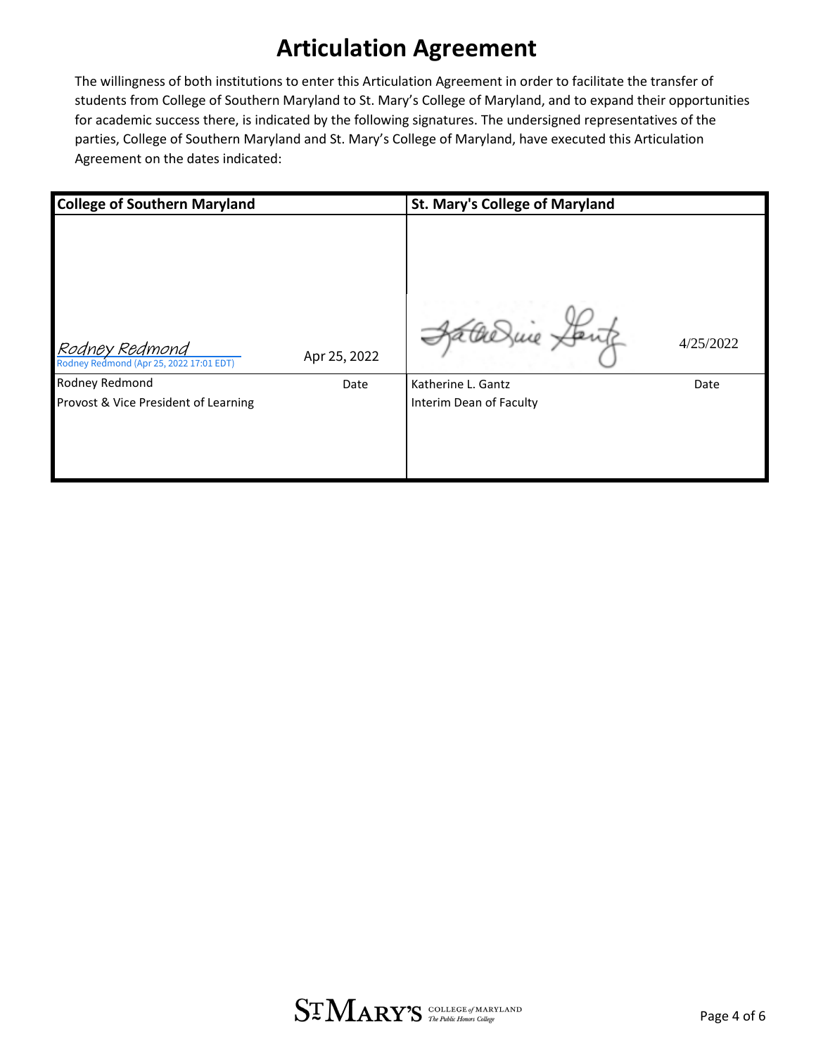# Articulation Agreement

The willingness of both institutions to enter this Articulation Agreement in order to facilitate the transfer of students from College of Southern Maryland to St. Mary's College of Maryland, and to expand their opportunities for academic success there, is indicated by the following signatures. The undersigned representatives of the parties, College of Southern Maryland and St. Mary's College of Maryland, have executed this Articulation Agreement on the dates indicated:

| College of Southern Maryland | | St. Mary's College of Maryland | |
|---|---|---|---|
| *Rodney Redmond* Rodney Redmond (Apr 25, 2022 17:01 EDT) | Apr 25, 2022 | *Katherine Gantz* | 4/25/2022 |
| Rodney Redmond | Date | Katherine L. Gantz | Date |
| Provost & Vice President of Learning | | Interim Dean of Faculty | |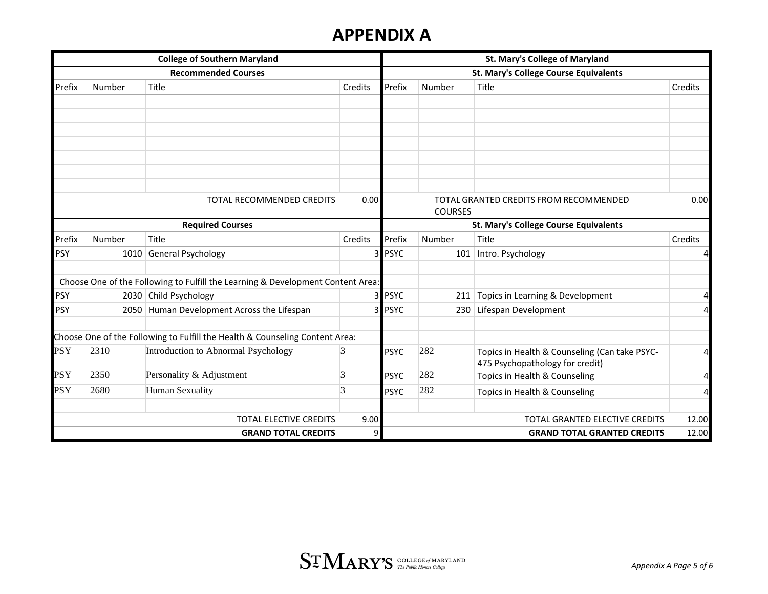# APPENDIX A

| College of Southern Maryland | | | | St. Mary's College of Maryland | | | |
|---|---|---|---|---|---|---|---|
| **Recommended Courses** | | | | **St. Mary's College Course Equivalents** | | | |
| Prefix | Number | Title | Credits | Prefix | Number | Title | Credits |
| | | | | | | | |
| | | | | | | | |
| | | | | | | | |
| | | | | | | | |
| | | | | | | | |
| | | | | | | | |
| | | | | | | | |
| | | TOTAL RECOMMENDED CREDITS | 0.00 | | | TOTAL GRANTED CREDITS FROM RECOMMENDED COURSES | 0.00 |
| **Required Courses** | | | | **St. Mary's College Course Equivalents** | | | |
| Prefix | Number | Title | Credits | Prefix | Number | Title | Credits |
| PSY | 1010 | General Psychology | 3 | PSYC | 101 | Intro. Psychology | 4 |
| | | | | | | | |
| Choose One of the Following to Fulfill the Learning & Development Content Area: | | | | | | | |
| PSY | 2030 | Child Psychology | 3 | PSYC | 211 | Topics in Learning & Development | 4 |
| PSY | 2050 | Human Development Across the Lifespan | 3 | PSYC | 230 | Lifespan Development | 4 |
| | | | | | | | |
| Choose One of the Following to Fulfill the Health & Counseling Content Area: | | | | | | | |
| PSY | 2310 | Introduction to Abnormal Psychology | 3 | PSYC | 282 | Topics in Health & Counseling (Can take PSYC-475 Psychopathology for credit) | 4 |
| PSY | 2350 | Personality & Adjustment | 3 | PSYC | 282 | Topics in Health & Counseling | 4 |
| PSY | 2680 | Human Sexuality | 3 | PSYC | 282 | Topics in Health & Counseling | 4 |
| | | | | | | | |
| | | TOTAL ELECTIVE CREDITS | 9.00 | | | TOTAL GRANTED ELECTIVE CREDITS | 12.00 |
| | | **GRAND TOTAL CREDITS** | 9 | | | **GRAND TOTAL GRANTED CREDITS** | 12.00 |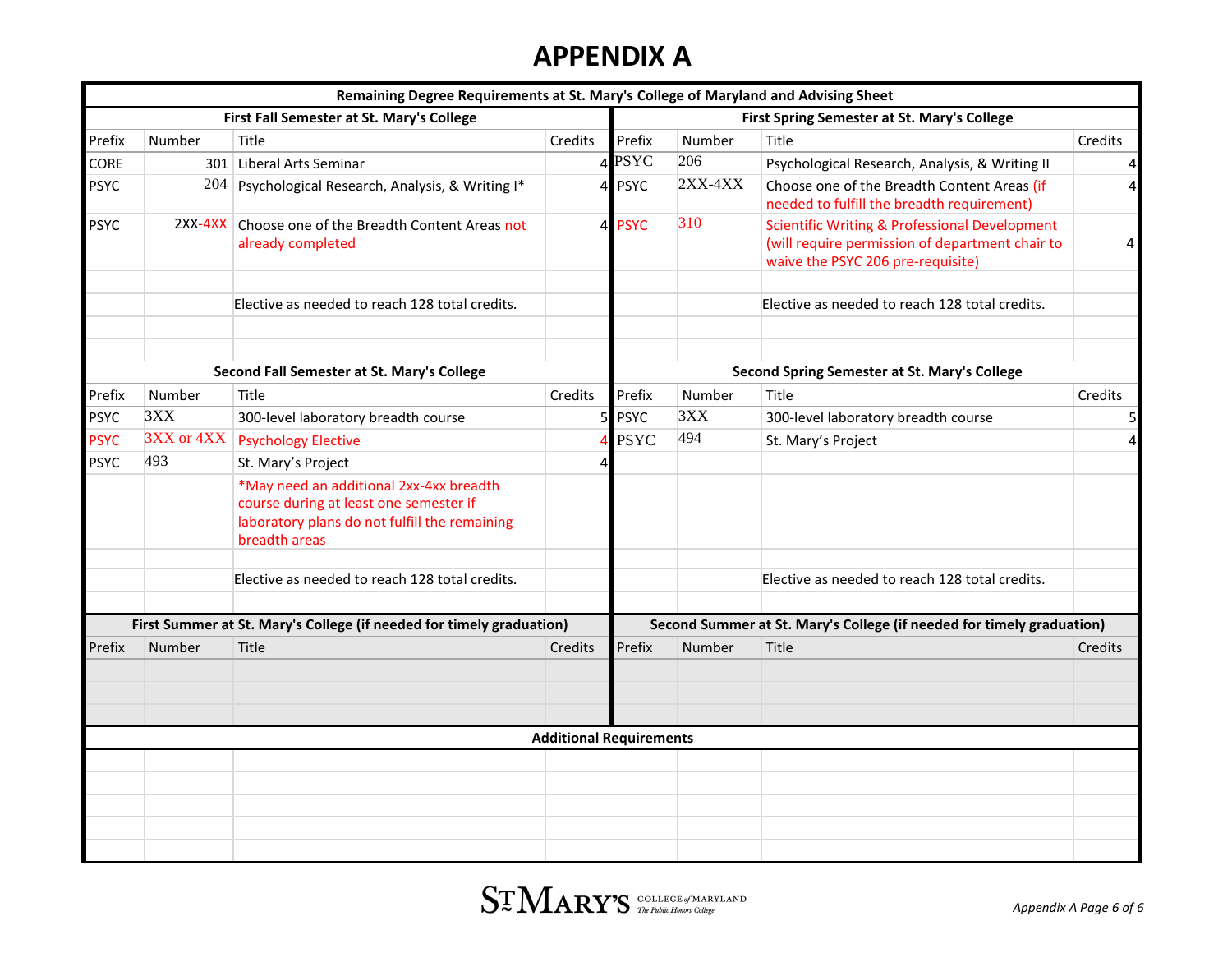# APPENDIX A

## Remaining Degree Requirements at St. Mary's College of Maryland and Advising Sheet

### First Fall Semester at St. Mary's College

| Prefix | Number | Title | Credits |
|---|---|---|---|
| CORE | 301 | Liberal Arts Seminar | 4 |
| PSYC | 204 | Psychological Research, Analysis, & Writing I* | 4 |
| PSYC | 2XX-4XX | Choose one of the Breadth Content Areas not already completed | 4 |
| | | | |
| | | Elective as needed to reach 128 total credits. | |
| | | | |
| | | | |

### First Spring Semester at St. Mary's College

| Prefix | Number | Title | Credits |
|---|---|---|---|
| PSYC | 206 | Psychological Research, Analysis, & Writing II | 4 |
| PSYC | 2XX-4XX | Choose one of the Breadth Content Areas (if needed to fulfill the breadth requirement) | 4 |
| PSYC | 310 | Scientific Writing & Professional Development (will require permission of department chair to waive the PSYC 206 pre-requisite) | 4 |
| | | | |
| | | Elective as needed to reach 128 total credits. | |
| | | | |
| | | | |

### Second Fall Semester at St. Mary's College

| Prefix | Number | Title | Credits |
|---|---|---|---|
| PSYC | 3XX | 300-level laboratory breadth course | 5 |
| PSYC | 3XX or 4XX | Psychology Elective | 4 |
| PSYC | 493 | St. Mary's Project | 4 |
| | | *May need an additional 2xx-4xx breadth course during at least one semester if laboratory plans do not fulfill the remaining breadth areas | |
| | | | |
| | | Elective as needed to reach 128 total credits. | |
| | | | |

### Second Spring Semester at St. Mary's College

| Prefix | Number | Title | Credits |
|---|---|---|---|
| PSYC | 3XX | 300-level laboratory breadth course | 5 |
| PSYC | 494 | St. Mary's Project | 4 |
| | | | |
| | | | |
| | | | |
| | | Elective as needed to reach 128 total credits. | |
| | | | |

### First Summer at St. Mary's College (if needed for timely graduation)

| Prefix | Number | Title | Credits |
|---|---|---|---|
| | | | |
| | | | |
| | | | |

### Second Summer at St. Mary's College (if needed for timely graduation)

| Prefix | Number | Title | Credits |
|---|---|---|---|
| | | | |
| | | | |
| | | | |

### Additional Requirements

| | | | | | | | |
|---|---|---|---|---|---|---|---|
| | | | | | | | |
| | | | | | | | |
| | | | | | | | |
| | | | | | | | |
| | | | | | | | |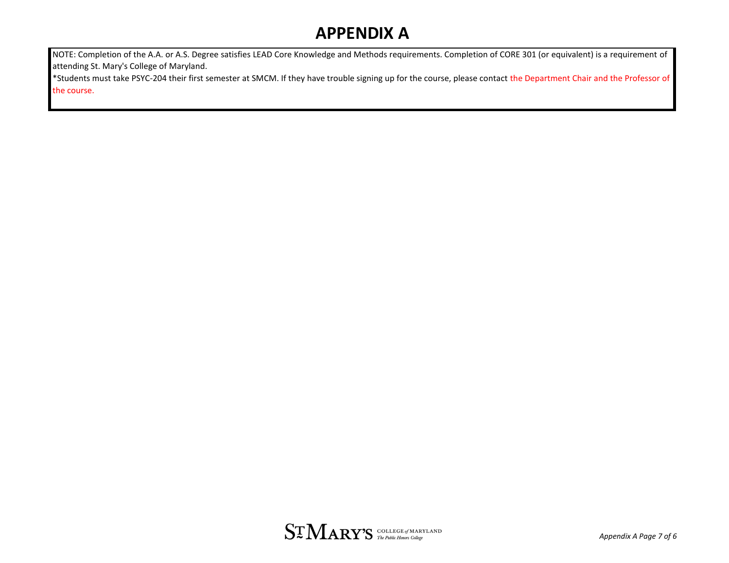# APPENDIX A

NOTE: Completion of the A.A. or A.S. Degree satisfies LEAD Core Knowledge and Methods requirements. Completion of CORE 301 (or equivalent) is a requirement of attending St. Mary's College of Maryland.

*Students must take PSYC-204 their first semester at SMCM. If they have trouble signing up for the course, please contact the Department Chair and the Professor of the course.